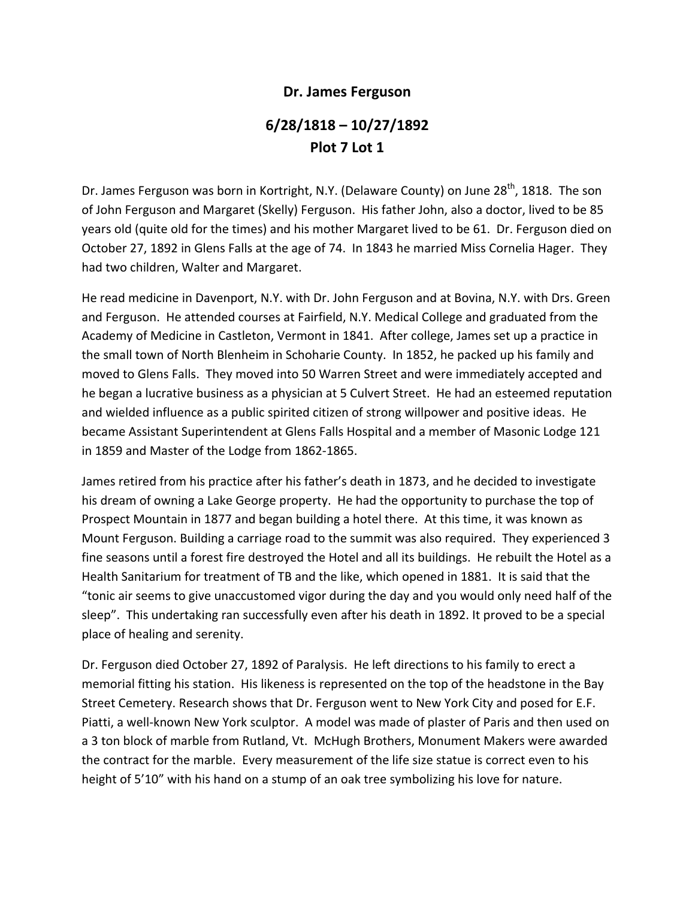# Dr. James Ferguson

## 6/28/1818 – 10/27/1892
## Plot 7 Lot 1

Dr. James Ferguson was born in Kortright, N.Y. (Delaware County) on June 28th, 1818. The son of John Ferguson and Margaret (Skelly) Ferguson. His father John, also a doctor, lived to be 85 years old (quite old for the times) and his mother Margaret lived to be 61. Dr. Ferguson died on October 27, 1892 in Glens Falls at the age of 74. In 1843 he married Miss Cornelia Hager. They had two children, Walter and Margaret.

He read medicine in Davenport, N.Y. with Dr. John Ferguson and at Bovina, N.Y. with Drs. Green and Ferguson. He attended courses at Fairfield, N.Y. Medical College and graduated from the Academy of Medicine in Castleton, Vermont in 1841. After college, James set up a practice in the small town of North Blenheim in Schoharie County. In 1852, he packed up his family and moved to Glens Falls. They moved into 50 Warren Street and were immediately accepted and he began a lucrative business as a physician at 5 Culvert Street. He had an esteemed reputation and wielded influence as a public spirited citizen of strong willpower and positive ideas. He became Assistant Superintendent at Glens Falls Hospital and a member of Masonic Lodge 121 in 1859 and Master of the Lodge from 1862-1865.

James retired from his practice after his father's death in 1873, and he decided to investigate his dream of owning a Lake George property. He had the opportunity to purchase the top of Prospect Mountain in 1877 and began building a hotel there. At this time, it was known as Mount Ferguson. Building a carriage road to the summit was also required. They experienced 3 fine seasons until a forest fire destroyed the Hotel and all its buildings. He rebuilt the Hotel as a Health Sanitarium for treatment of TB and the like, which opened in 1881. It is said that the "tonic air seems to give unaccustomed vigor during the day and you would only need half of the sleep". This undertaking ran successfully even after his death in 1892. It proved to be a special place of healing and serenity.

Dr. Ferguson died October 27, 1892 of Paralysis. He left directions to his family to erect a memorial fitting his station. His likeness is represented on the top of the headstone in the Bay Street Cemetery. Research shows that Dr. Ferguson went to New York City and posed for E.F. Piatti, a well-known New York sculptor. A model was made of plaster of Paris and then used on a 3 ton block of marble from Rutland, Vt. McHugh Brothers, Monument Makers were awarded the contract for the marble. Every measurement of the life size statue is correct even to his height of 5'10" with his hand on a stump of an oak tree symbolizing his love for nature.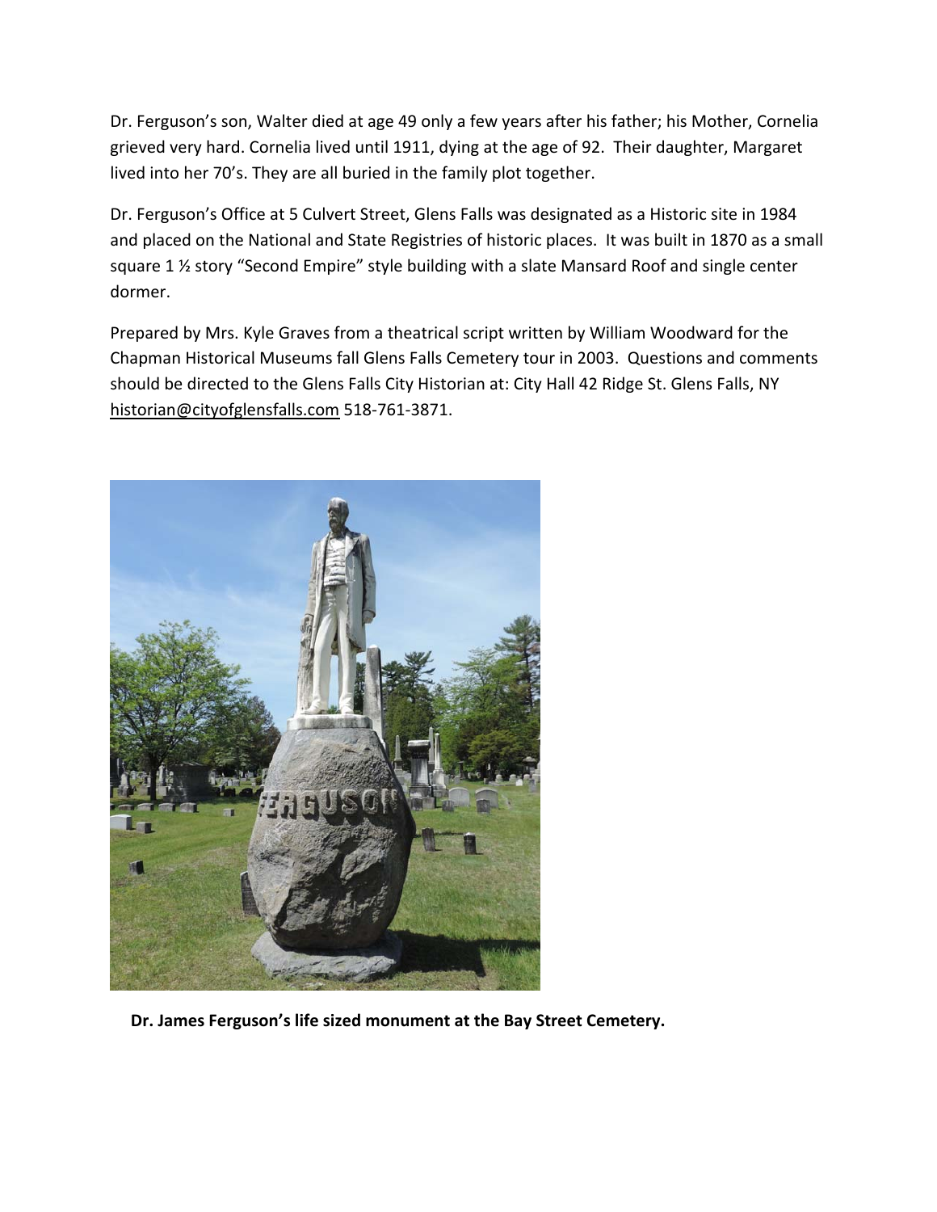Dr. Ferguson's son, Walter died at age 49 only a few years after his father; his Mother, Cornelia grieved very hard. Cornelia lived until 1911, dying at the age of 92. Their daughter, Margaret lived into her 70's. They are all buried in the family plot together.

Dr. Ferguson's Office at 5 Culvert Street, Glens Falls was designated as a Historic site in 1984 and placed on the National and State Registries of historic places. It was built in 1870 as a small square 1 ½ story "Second Empire" style building with a slate Mansard Roof and single center dormer.

Prepared by Mrs. Kyle Graves from a theatrical script written by William Woodward for the Chapman Historical Museums fall Glens Falls Cemetery tour in 2003. Questions and comments should be directed to the Glens Falls City Historian at: City Hall 42 Ridge St. Glens Falls, NY historian@cityofglensfalls.com 518-761-3871.

**Dr. James Ferguson's life sized monument at the Bay Street Cemetery.**